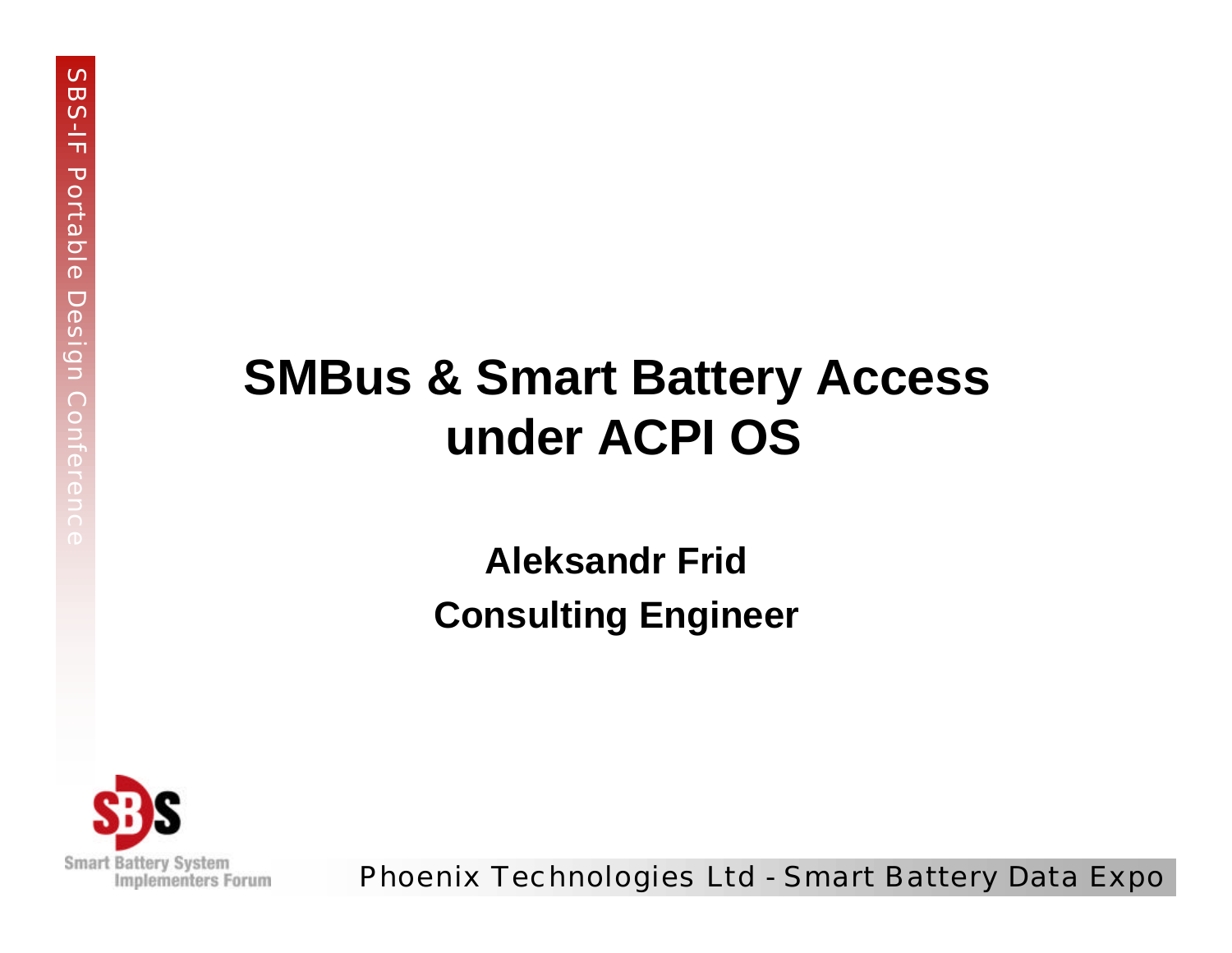# SMBus & Smart Battery Access under ACPI OS

**Aleksandr Frid**

**Consulting Engineer**

Phoenix Technologies Ltd - Smart Battery Data Expo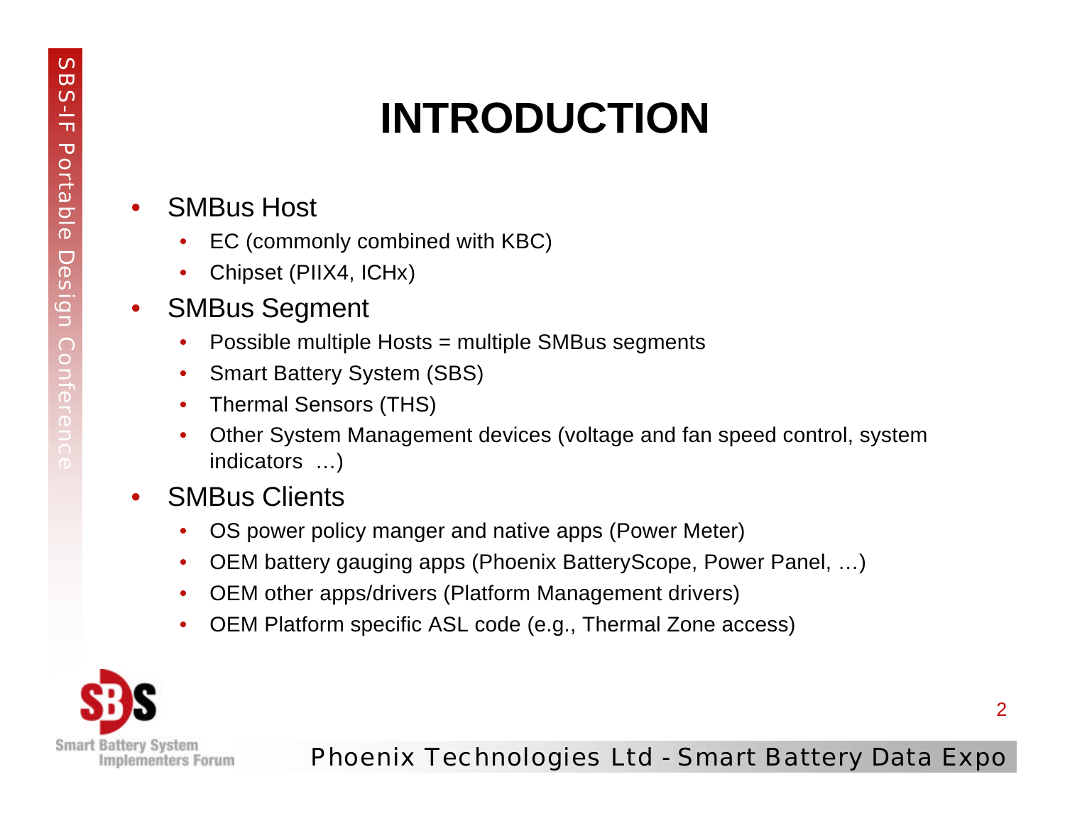# INTRODUCTION

- SMBus Host
  - EC (commonly combined with KBC)
  - Chipset (PIIX4, ICHx)
- SMBus Segment
  - Possible multiple Hosts = multiple SMBus segments
  - Smart Battery System (SBS)
  - Thermal Sensors (THS)
  - Other System Management devices (voltage and fan speed control, system indicators …)
- SMBus Clients
  - OS power policy manger and native apps (Power Meter)
  - OEM battery gauging apps (Phoenix BatteryScope, Power Panel, …)
  - OEM other apps/drivers (Platform Management drivers)
  - OEM Platform specific ASL code (e.g., Thermal Zone access)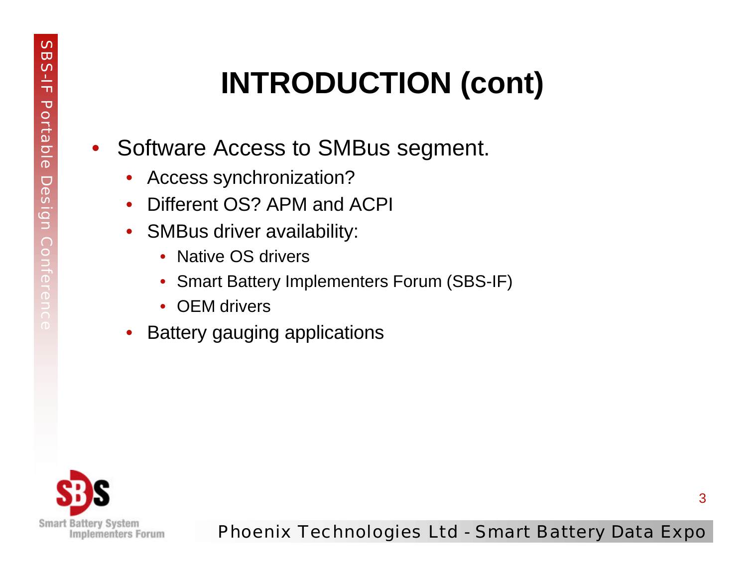# INTRODUCTION (cont)

- Software Access to SMBus segment.
  - Access synchronization?
  - Different OS? APM and ACPI
  - SMBus driver availability:
    - Native OS drivers
    - Smart Battery Implementers Forum (SBS-IF)
    - OEM drivers
  - Battery gauging applications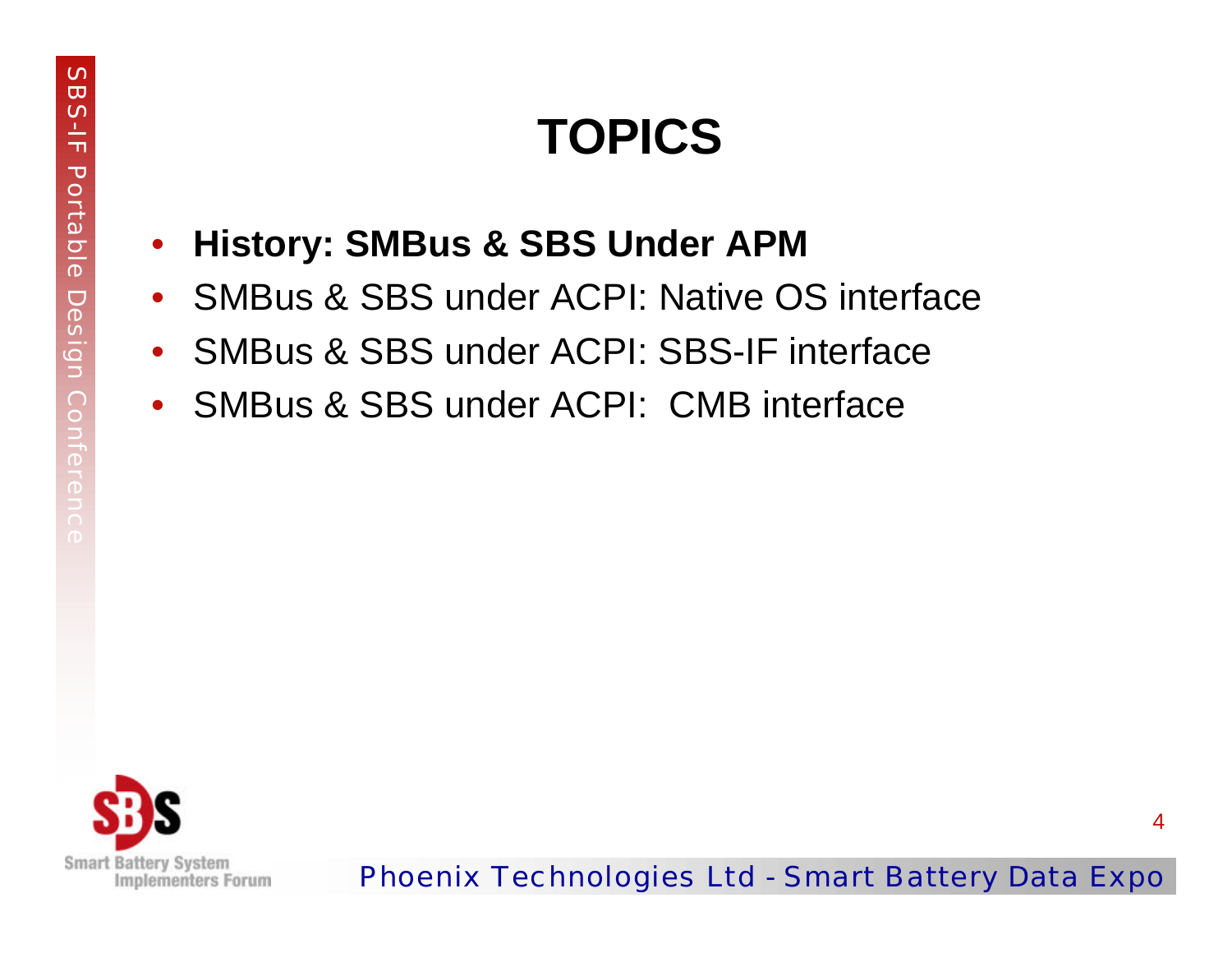# TOPICS

- **History: SMBus & SBS Under APM**
- SMBus & SBS under ACPI: Native OS interface
- SMBus & SBS under ACPI: SBS-IF interface
- SMBus & SBS under ACPI:  CMB interface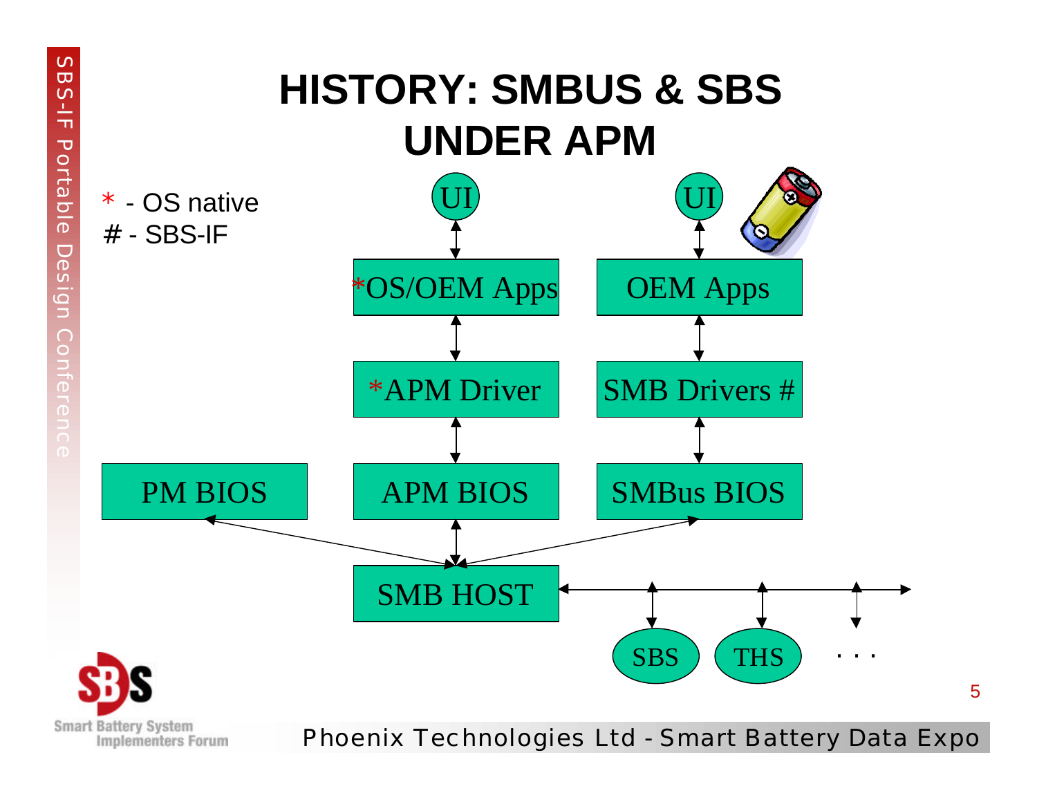# HISTORY: SMBUS & SBS UNDER APM

* - OS native
# - SBS-IF

- UI ↔ *OS/OEM Apps ↔ *APM Driver ↔ APM BIOS ↔ SMB HOST
- UI ↔ OEM Apps ↔ SMB Drivers # ↔ SMBus BIOS ↔ SMB HOST
- PM BIOS ↔ SMB HOST
- SMB HOST ↔ SBS, THS, . . .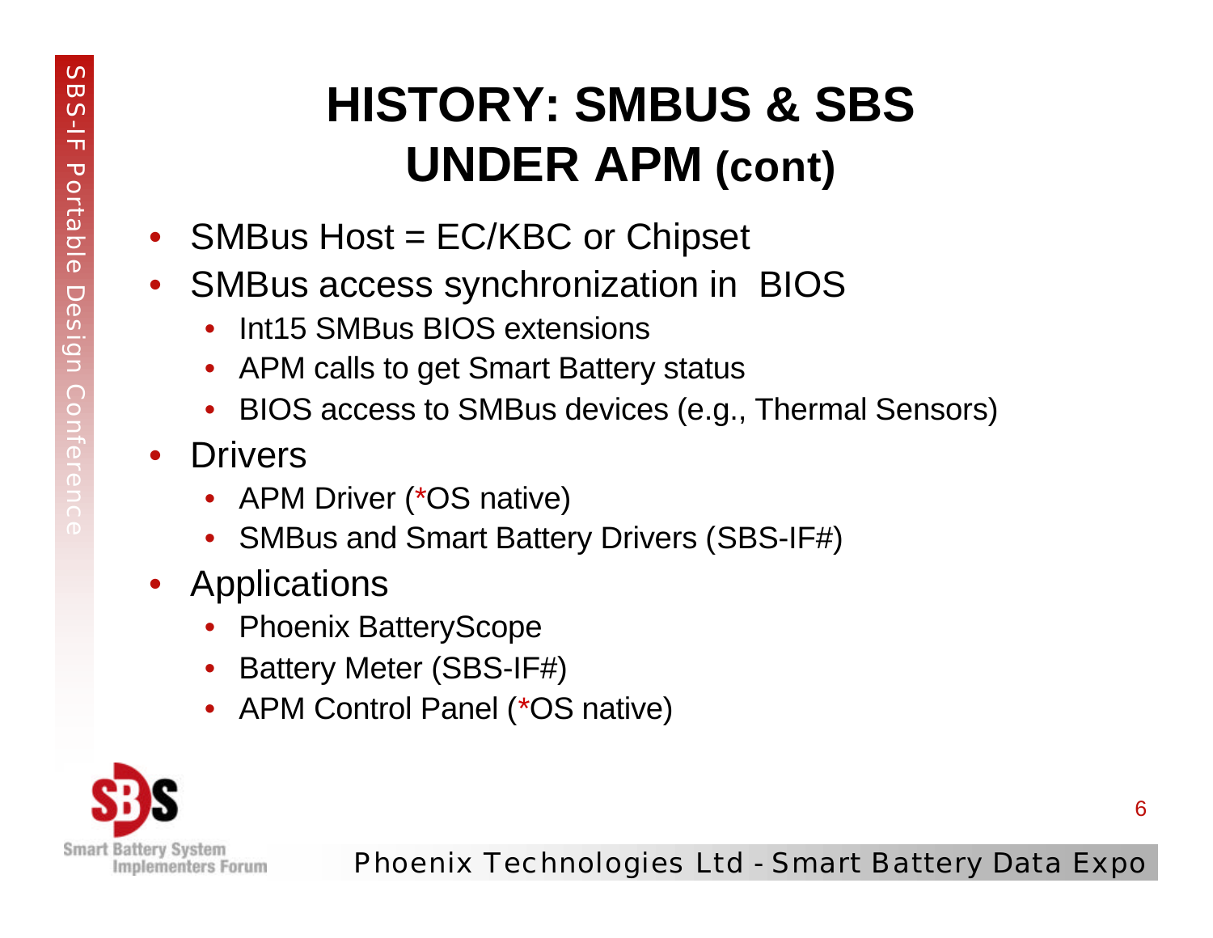# HISTORY: SMBUS & SBS UNDER APM (cont)

- SMBus Host = EC/KBC or Chipset
- SMBus access synchronization in BIOS
  - Int15 SMBus BIOS extensions
  - APM calls to get Smart Battery status
  - BIOS access to SMBus devices (e.g., Thermal Sensors)
- Drivers
  - APM Driver (*OS native)
  - SMBus and Smart Battery Drivers (SBS-IF#)
- Applications
  - Phoenix BatteryScope
  - Battery Meter (SBS-IF#)
  - APM Control Panel (*OS native)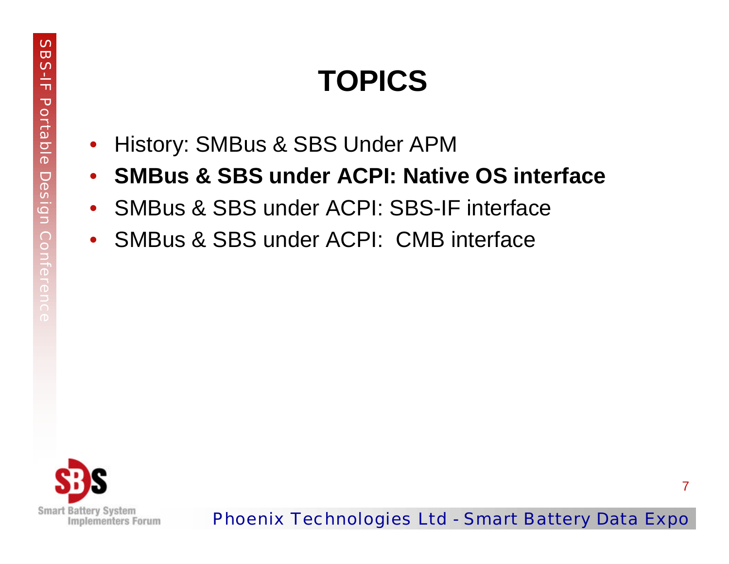# TOPICS

- History: SMBus & SBS Under APM
- **SMBus & SBS under ACPI: Native OS interface**
- SMBus & SBS under ACPI: SBS-IF interface
- SMBus & SBS under ACPI:  CMB interface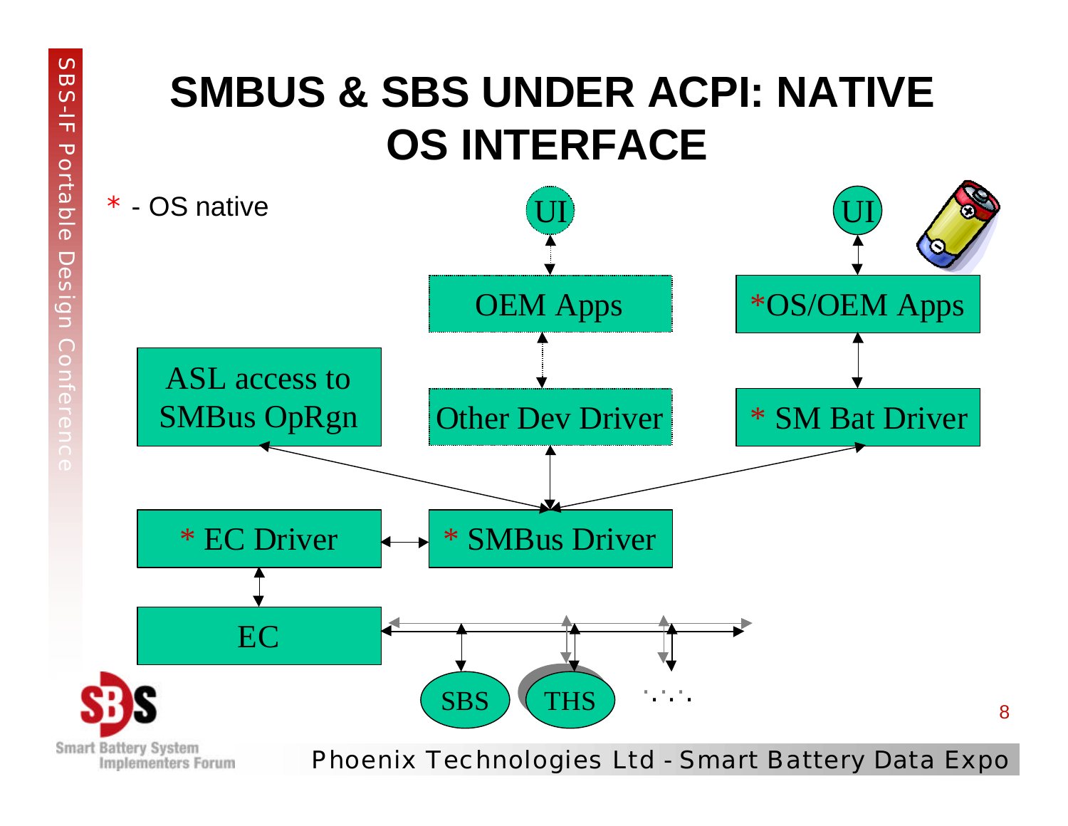# SMBUS & SBS UNDER ACPI: NATIVE OS INTERFACE

* - OS native

- UI
- OEM Apps
- UI
- *OS/OEM Apps
- ASL access to SMBus OpRgn
- Other Dev Driver
- * SM Bat Driver
- * EC Driver
- * SMBus Driver
- EC
- SBS
- THS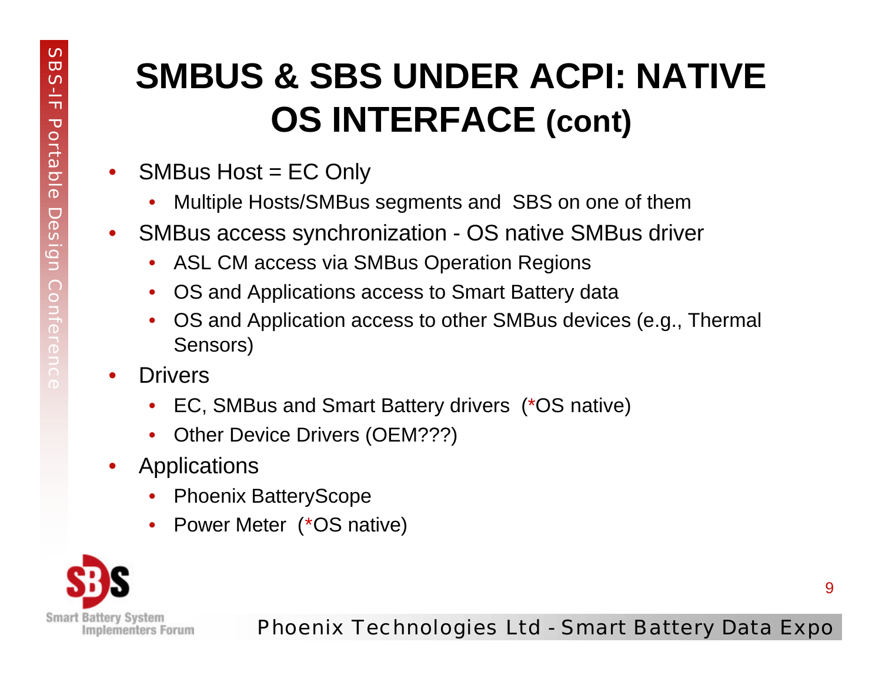# SMBUS & SBS UNDER ACPI: NATIVE OS INTERFACE (cont)

- SMBus Host = EC Only
  - Multiple Hosts/SMBus segments and SBS on one of them
- SMBus access synchronization - OS native SMBus driver
  - ASL CM access via SMBus Operation Regions
  - OS and Applications access to Smart Battery data
  - OS and Application access to other SMBus devices (e.g., Thermal Sensors)
- Drivers
  - EC, SMBus and Smart Battery drivers (*OS native)
  - Other Device Drivers (OEM???)
- Applications
  - Phoenix BatteryScope
  - Power Meter (*OS native)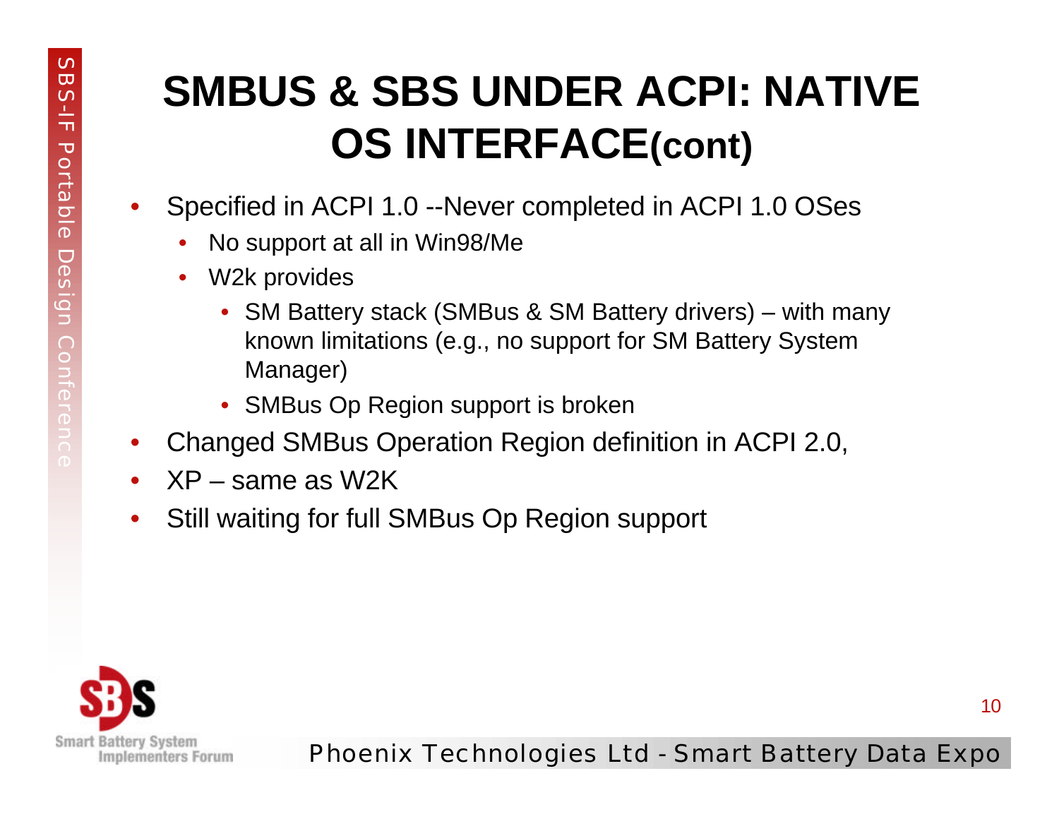# SMBUS & SBS UNDER ACPI: NATIVE OS INTERFACE(cont)

- Specified in ACPI 1.0 --Never completed in ACPI 1.0 OSes
  - No support at all in Win98/Me
  - W2k provides
    - SM Battery stack (SMBus & SM Battery drivers) – with many known limitations (e.g., no support for SM Battery System Manager)
    - SMBus Op Region support is broken
- Changed SMBus Operation Region definition in ACPI 2.0,
- XP – same as W2K
- Still waiting for full SMBus Op Region support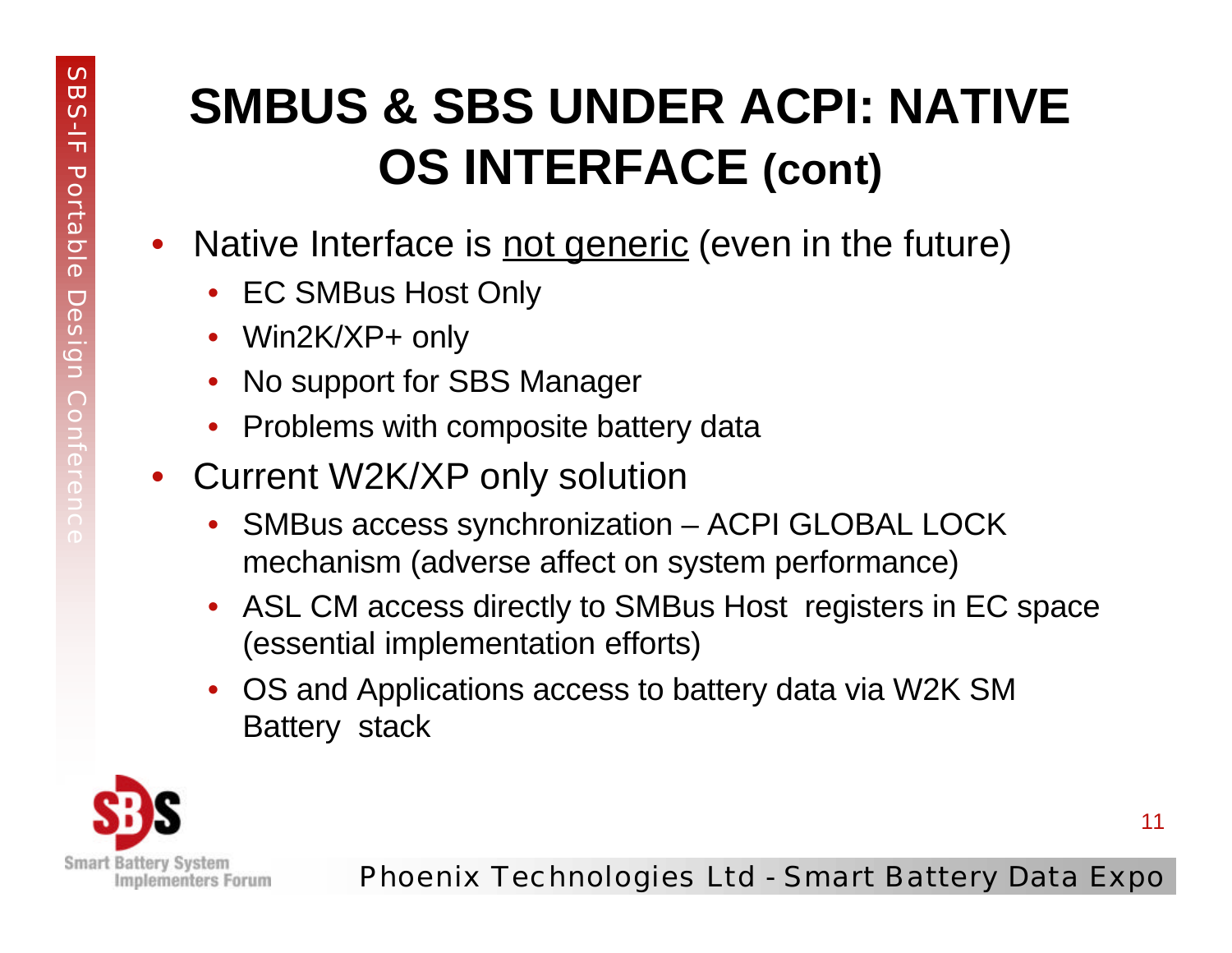# SMBUS & SBS UNDER ACPI: NATIVE OS INTERFACE (cont)

- Native Interface is <u>not generic</u> (even in the future)
  - EC SMBus Host Only
  - Win2K/XP+ only
  - No support for SBS Manager
  - Problems with composite battery data
- Current W2K/XP only solution
  - SMBus access synchronization – ACPI GLOBAL LOCK mechanism (adverse affect on system performance)
  - ASL CM access directly to SMBus Host registers in EC space (essential implementation efforts)
  - OS and Applications access to battery data via W2K SM Battery stack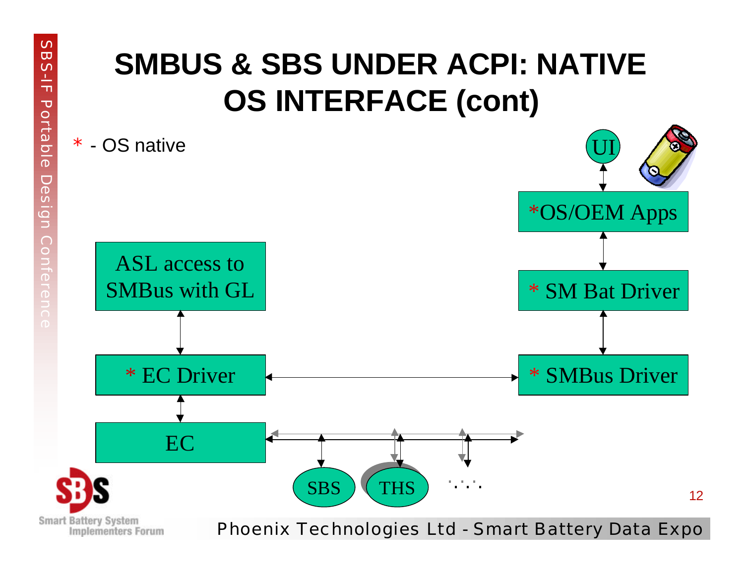# SMBUS & SBS UNDER ACPI: NATIVE OS INTERFACE (cont)

\* - OS native

UI

*OS/OEM Apps

\* SM Bat Driver

\* SMBus Driver

ASL access to SMBus with GL

\* EC Driver

EC

SBS

THS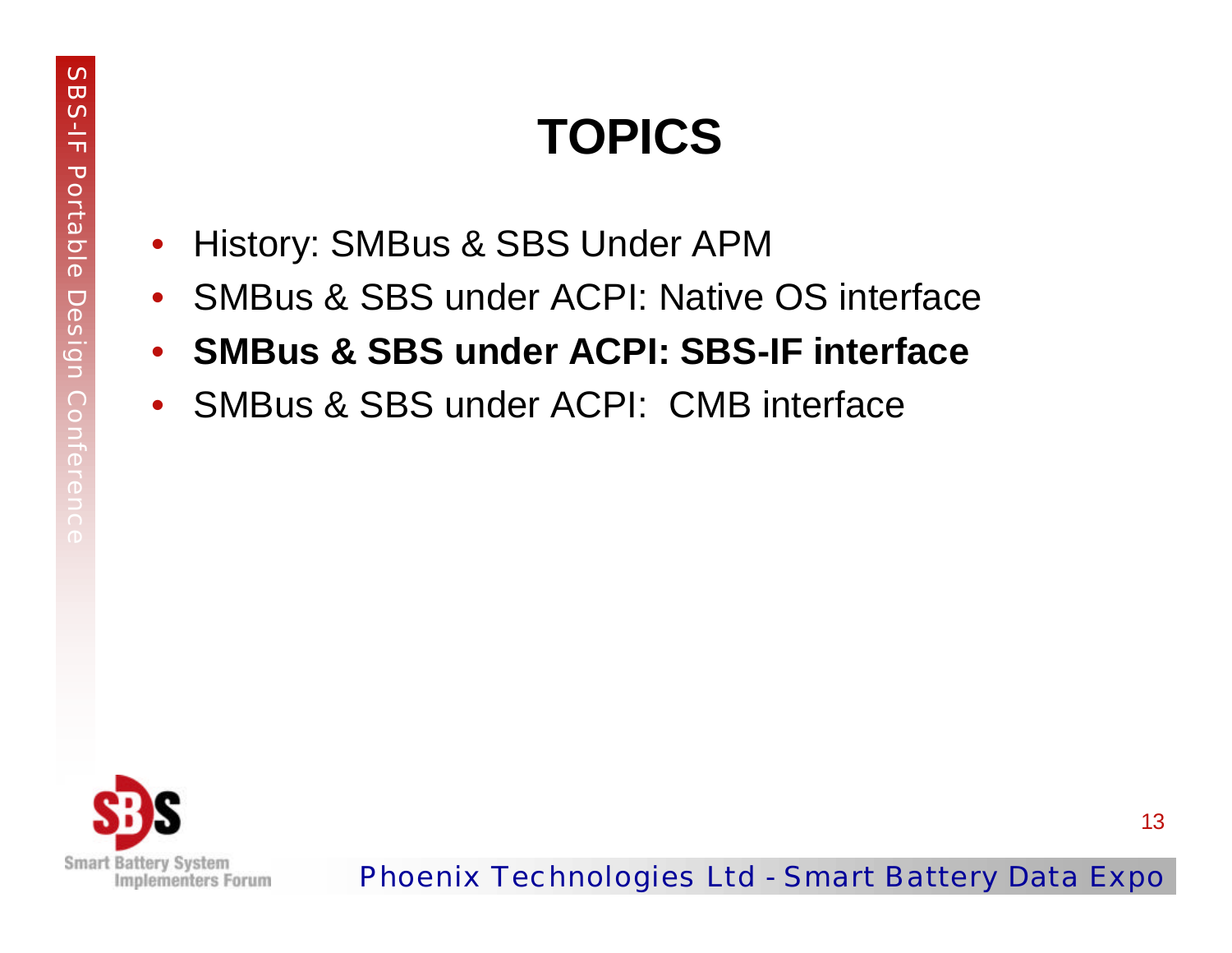# TOPICS

- History: SMBus & SBS Under APM
- SMBus & SBS under ACPI: Native OS interface
- **SMBus & SBS under ACPI: SBS-IF interface**
- SMBus & SBS under ACPI: CMB interface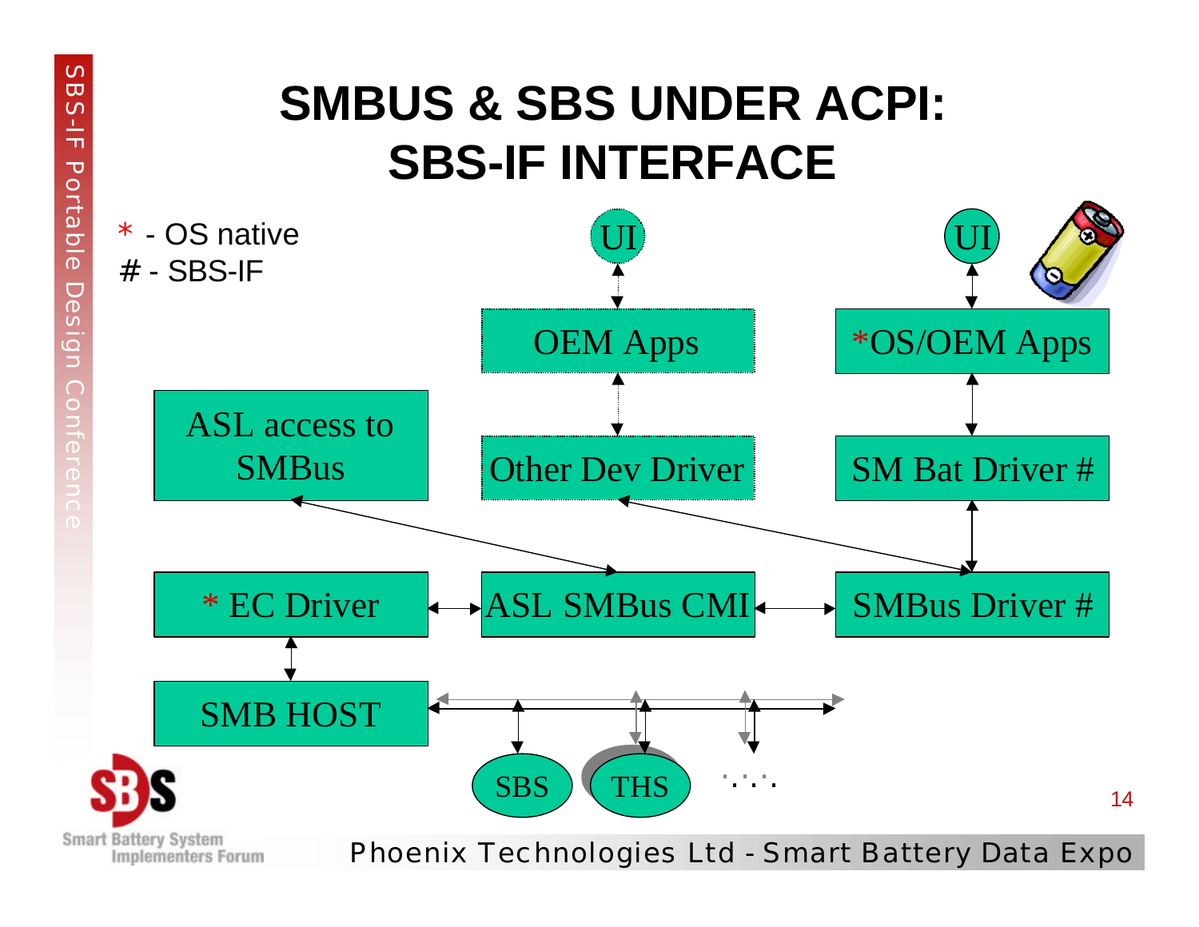# SMBUS & SBS UNDER ACPI: SBS-IF INTERFACE

\* - OS native
\# - SBS-IF

UI

OEM Apps

Other Dev Driver

UI

*OS/OEM Apps

SM Bat Driver #

ASL access to SMBus

\* EC Driver

ASL SMBus CMI

SMBus Driver #

SMB HOST

SBS

THS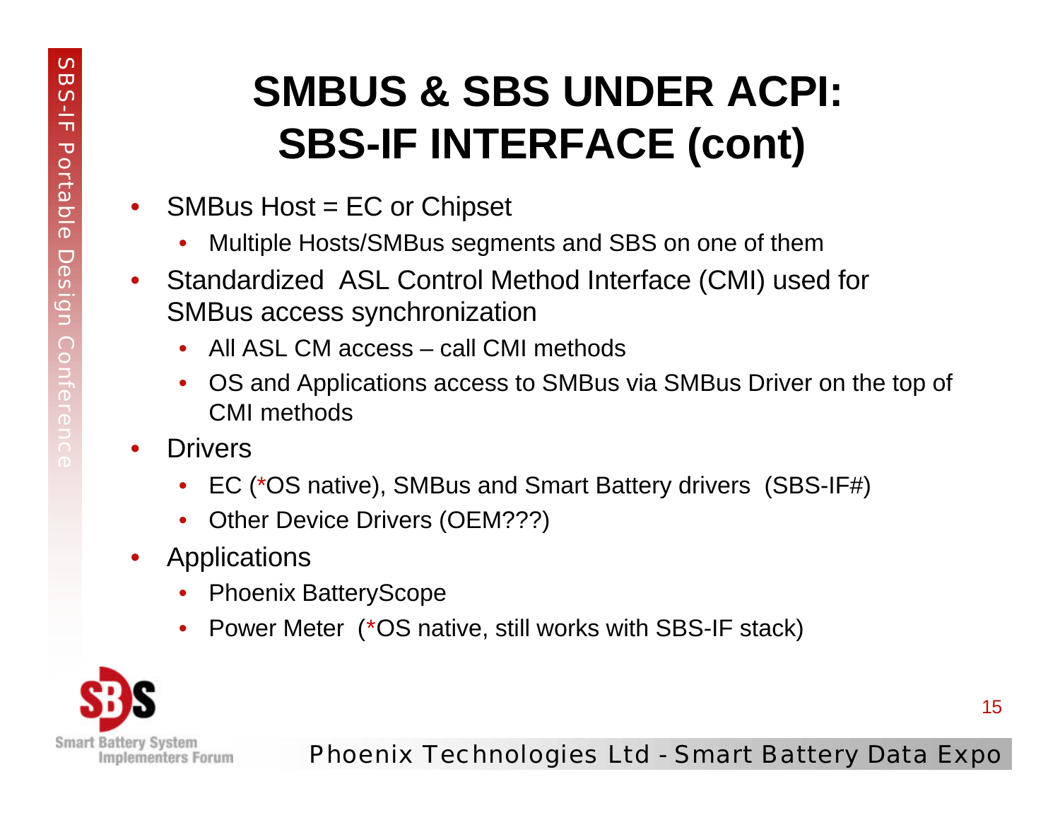# SMBUS & SBS UNDER ACPI: SBS-IF INTERFACE (cont)

- SMBus Host = EC or Chipset
  - Multiple Hosts/SMBus segments and SBS on one of them
- Standardized ASL Control Method Interface (CMI) used for SMBus access synchronization
  - All ASL CM access – call CMI methods
  - OS and Applications access to SMBus via SMBus Driver on the top of CMI methods
- Drivers
  - EC (*OS native), SMBus and Smart Battery drivers (SBS-IF#)
  - Other Device Drivers (OEM???)
- Applications
  - Phoenix BatteryScope
  - Power Meter (*OS native, still works with SBS-IF stack)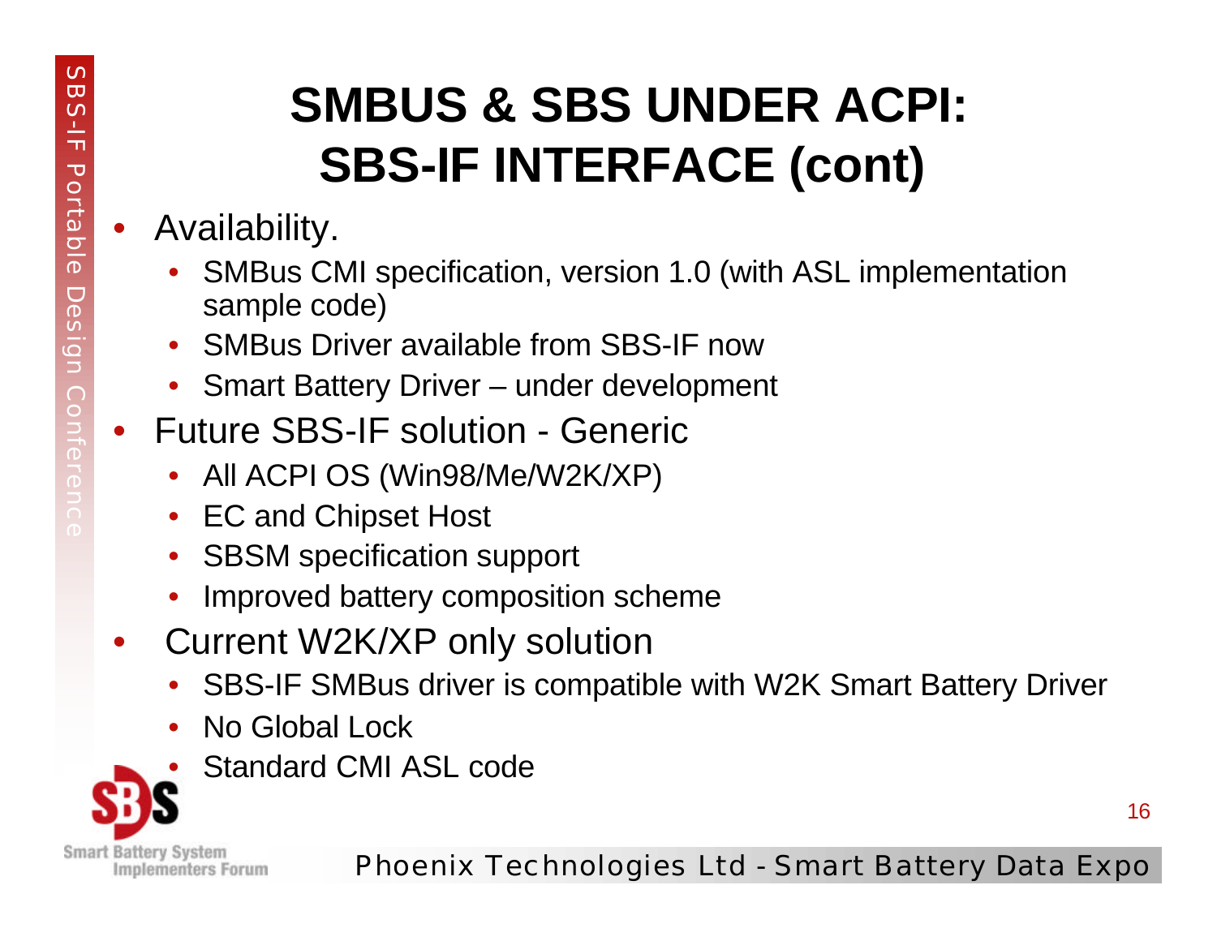# SMBUS & SBS UNDER ACPI: SBS-IF INTERFACE (cont)

- Availability.
  - SMBus CMI specification, version 1.0 (with ASL implementation sample code)
  - SMBus Driver available from SBS-IF now
  - Smart Battery Driver – under development
- Future SBS-IF solution - Generic
  - All ACPI OS (Win98/Me/W2K/XP)
  - EC and Chipset Host
  - SBSM specification support
  - Improved battery composition scheme
- Current W2K/XP only solution
  - SBS-IF SMBus driver is compatible with W2K Smart Battery Driver
  - No Global Lock
  - Standard CMI ASL code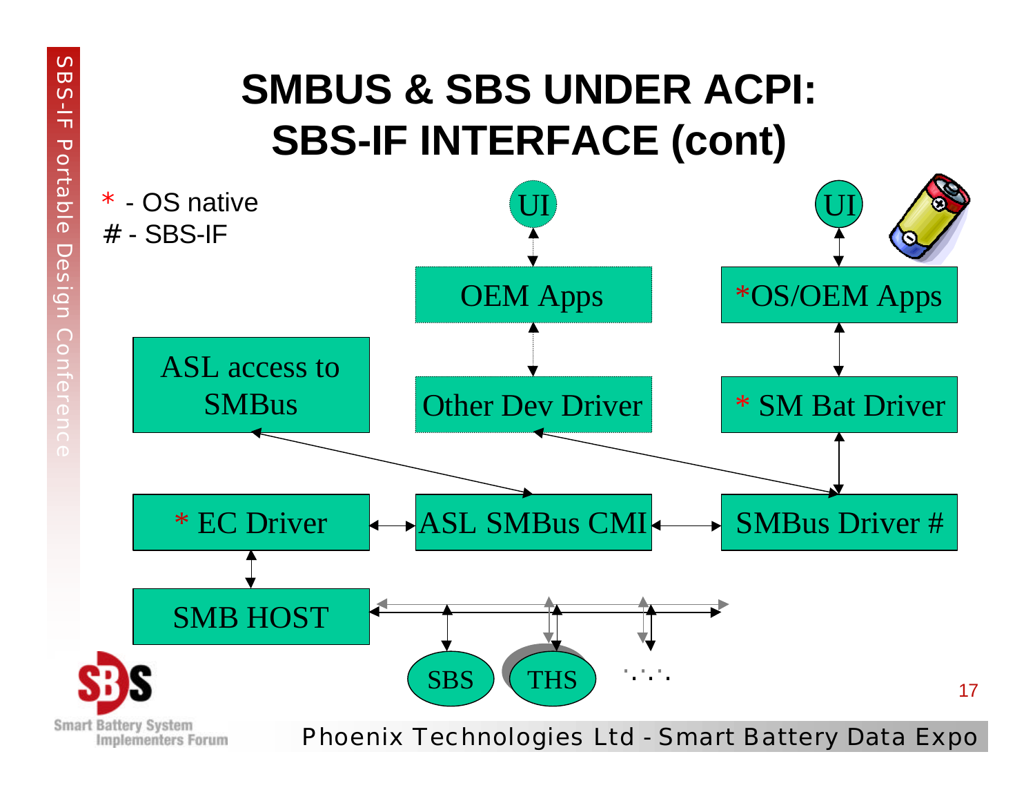# SMBUS & SBS UNDER ACPI: SBS-IF INTERFACE (cont)

\* - OS native
# - SBS-IF

UI

UI

OEM Apps

\*OS/OEM Apps

ASL access to SMBus

Other Dev Driver

\* SM Bat Driver

\* EC Driver

ASL SMBus CMI

SMBus Driver #

SMB HOST

SBS

THS

. . . .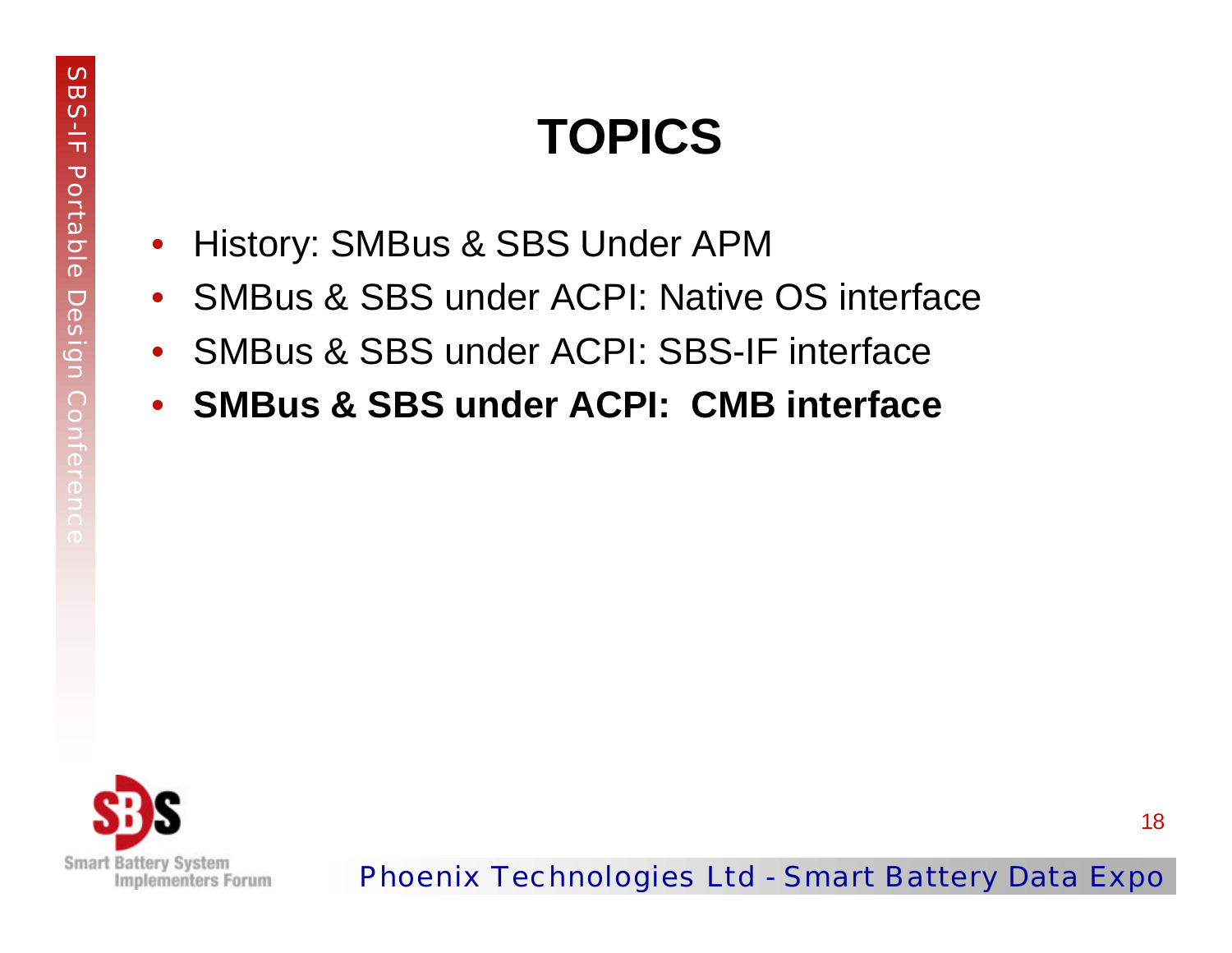# TOPICS

- History: SMBus & SBS Under APM
- SMBus & SBS under ACPI: Native OS interface
- SMBus & SBS under ACPI: SBS-IF interface
- **SMBus & SBS under ACPI: CMB interface**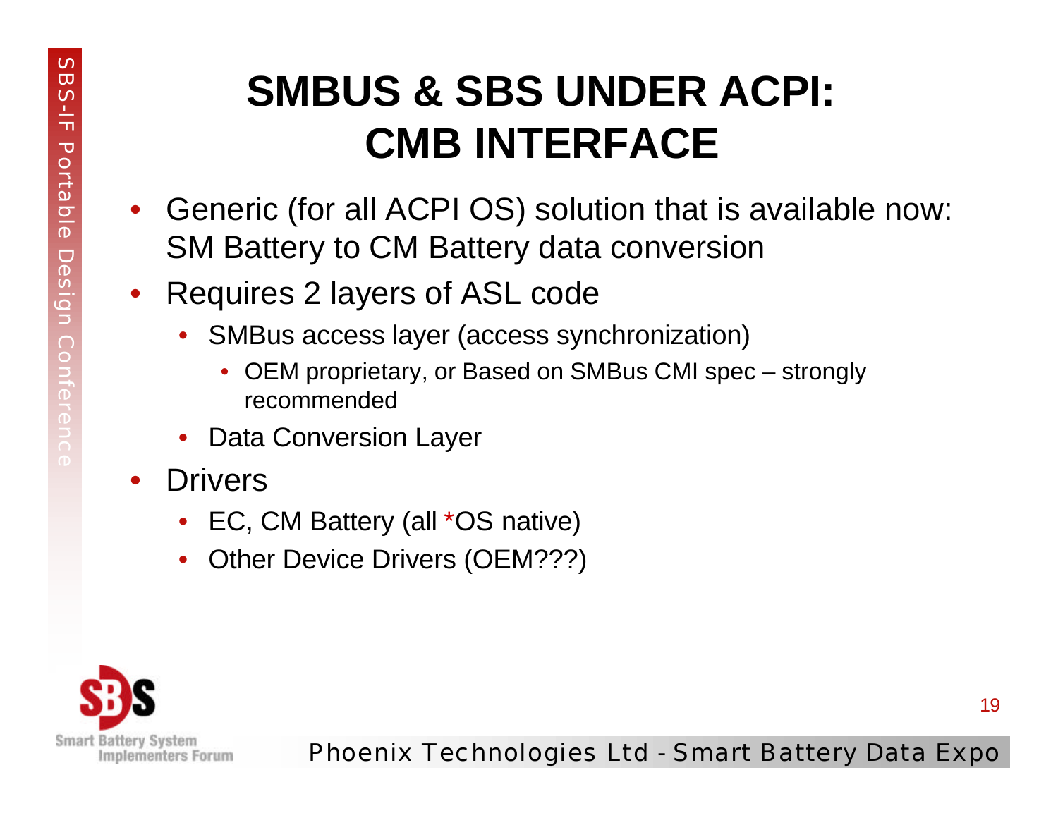# SMBUS & SBS UNDER ACPI: CMB INTERFACE

- Generic (for all ACPI OS) solution that is available now: SM Battery to CM Battery data conversion
- Requires 2 layers of ASL code
  - SMBus access layer (access synchronization)
    - OEM proprietary, or Based on SMBus CMI spec – strongly recommended
  - Data Conversion Layer
- Drivers
  - EC, CM Battery (all *OS native)
  - Other Device Drivers (OEM???)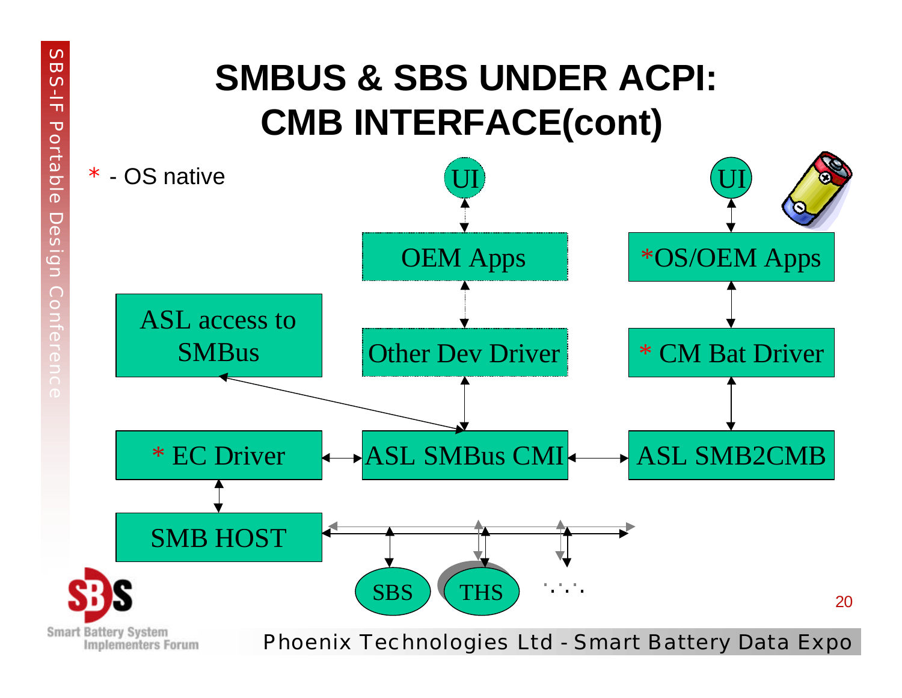# SMBUS & SBS UNDER ACPI: CMB INTERFACE(cont)

* - OS native

UI

UI

OEM Apps

*OS/OEM Apps

ASL access to SMBus

Other Dev Driver

* CM Bat Driver

* EC Driver

ASL SMBus CMI

ASL SMB2CMB

SMB HOST

SBS

THS

. . . .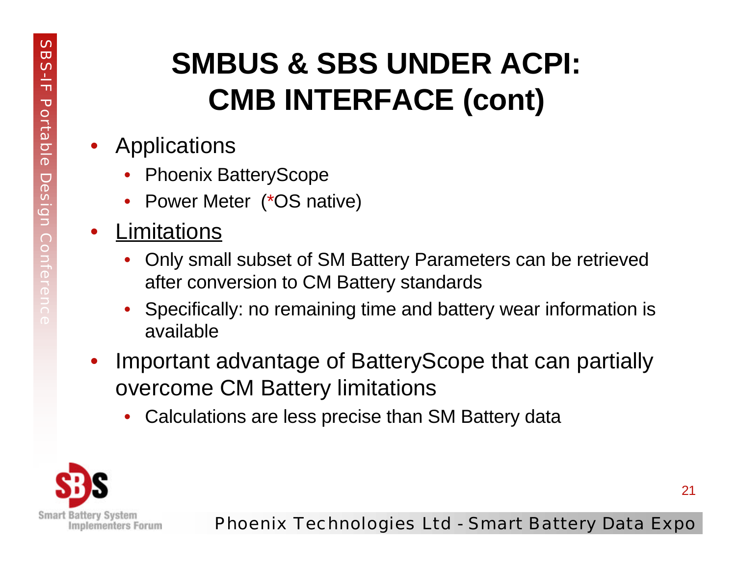# SMBUS & SBS UNDER ACPI: CMB INTERFACE (cont)

- Applications
  - Phoenix BatteryScope
  - Power Meter (*OS native)
- Limitations
  - Only small subset of SM Battery Parameters can be retrieved after conversion to CM Battery standards
  - Specifically: no remaining time and battery wear information is available
- Important advantage of BatteryScope that can partially overcome CM Battery limitations
  - Calculations are less precise than SM Battery data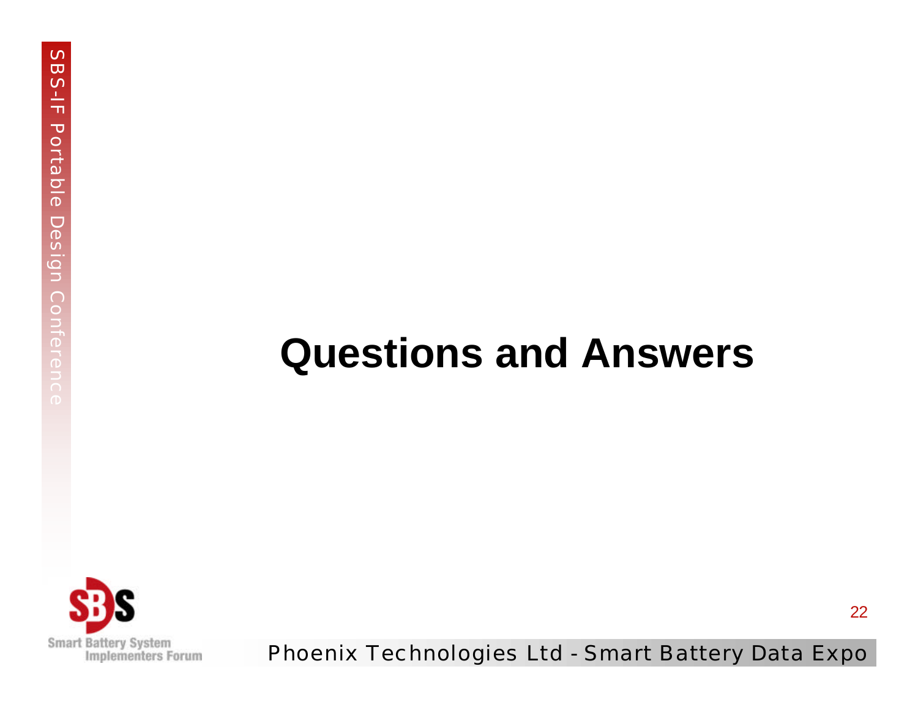# Questions and Answers